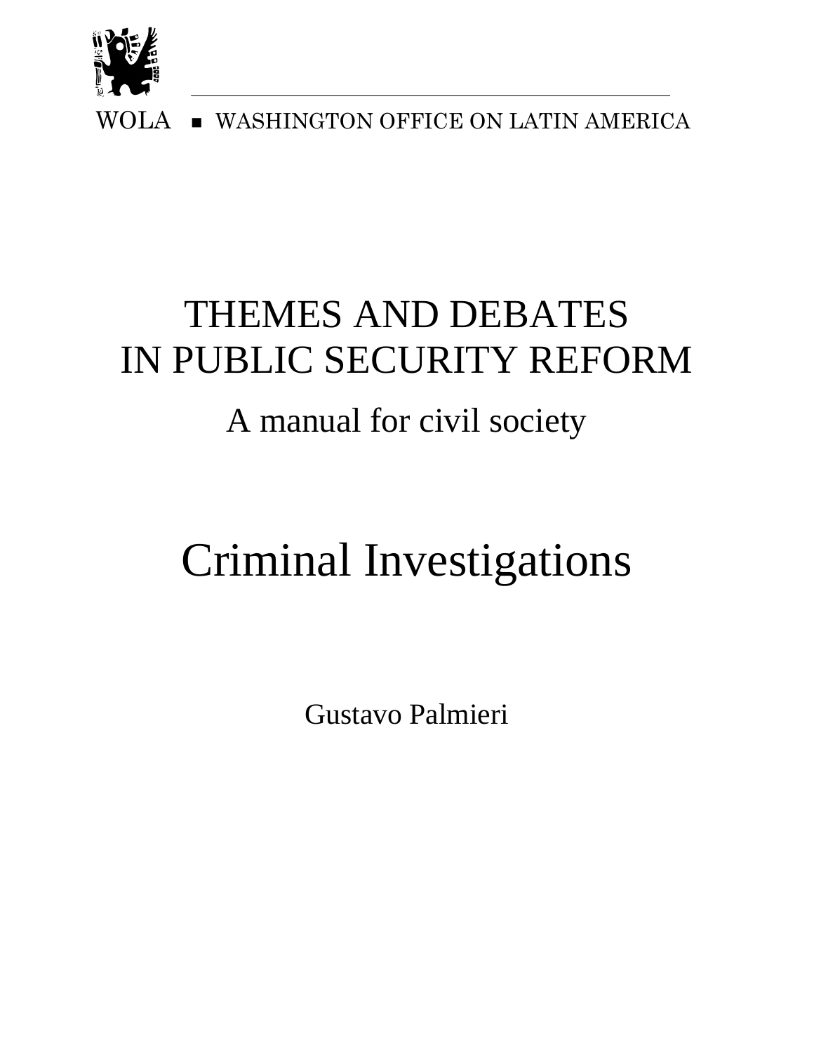WOLA ■ WASHINGTON OFFICE ON LATIN AMERICA

# THEMES AND DEBATES IN PUBLIC SECURITY REFORM

## A manual for civil society

# Criminal Investigations

Gustavo Palmieri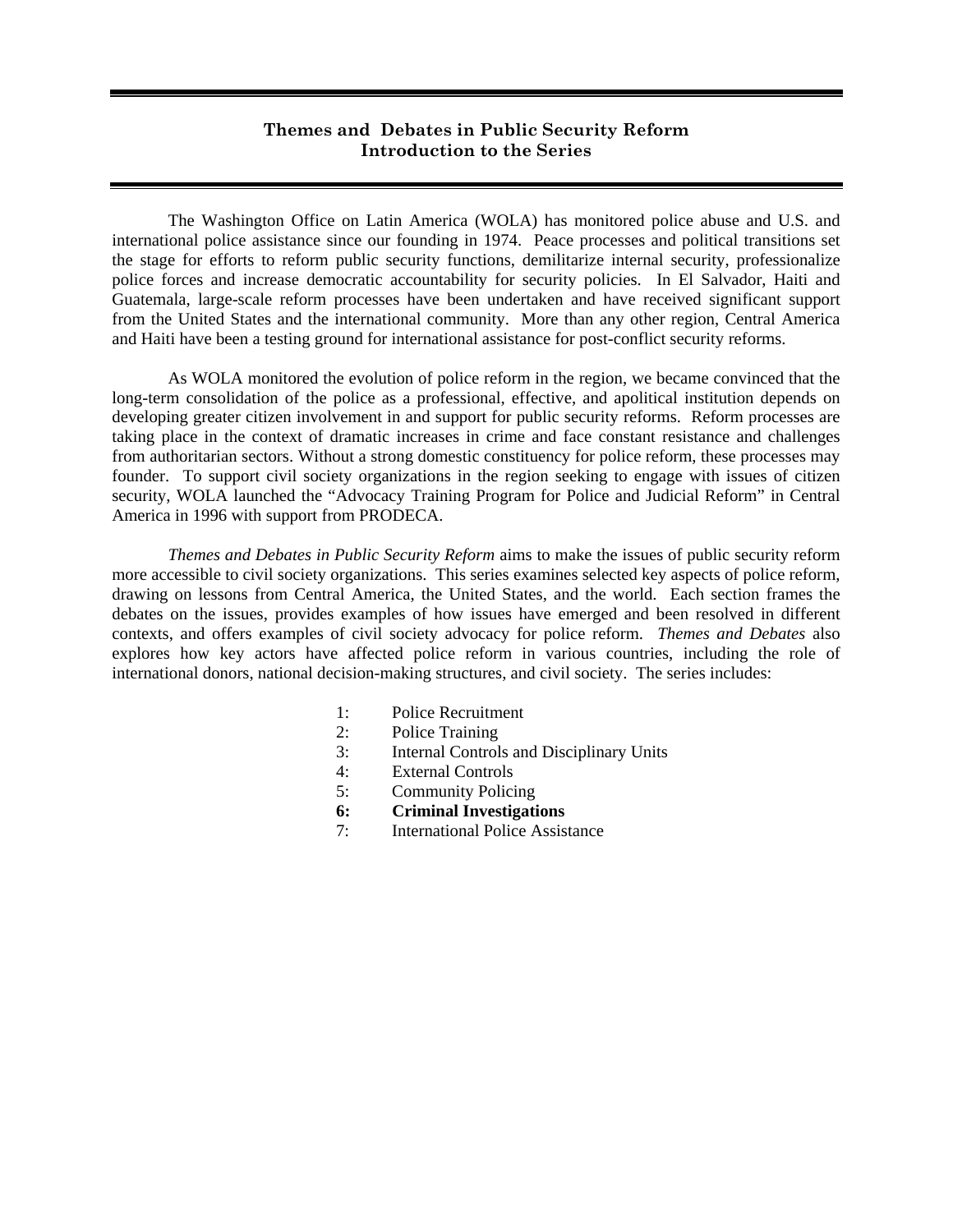## Themes and Debates in Public Security Reform
## Introduction to the Series

The Washington Office on Latin America (WOLA) has monitored police abuse and U.S. and international police assistance since our founding in 1974. Peace processes and political transitions set the stage for efforts to reform public security functions, demilitarize internal security, professionalize police forces and increase democratic accountability for security policies. In El Salvador, Haiti and Guatemala, large-scale reform processes have been undertaken and have received significant support from the United States and the international community. More than any other region, Central America and Haiti have been a testing ground for international assistance for post-conflict security reforms.

As WOLA monitored the evolution of police reform in the region, we became convinced that the long-term consolidation of the police as a professional, effective, and apolitical institution depends on developing greater citizen involvement in and support for public security reforms. Reform processes are taking place in the context of dramatic increases in crime and face constant resistance and challenges from authoritarian sectors. Without a strong domestic constituency for police reform, these processes may founder. To support civil society organizations in the region seeking to engage with issues of citizen security, WOLA launched the "Advocacy Training Program for Police and Judicial Reform" in Central America in 1996 with support from PRODECA.

*Themes and Debates in Public Security Reform* aims to make the issues of public security reform more accessible to civil society organizations. This series examines selected key aspects of police reform, drawing on lessons from Central America, the United States, and the world. Each section frames the debates on the issues, provides examples of how issues have emerged and been resolved in different contexts, and offers examples of civil society advocacy for police reform. *Themes and Debates* also explores how key actors have affected police reform in various countries, including the role of international donors, national decision-making structures, and civil society. The series includes:

1: Police Recruitment
2: Police Training
3: Internal Controls and Disciplinary Units
4: External Controls
5: Community Policing
**6: Criminal Investigations**
7: International Police Assistance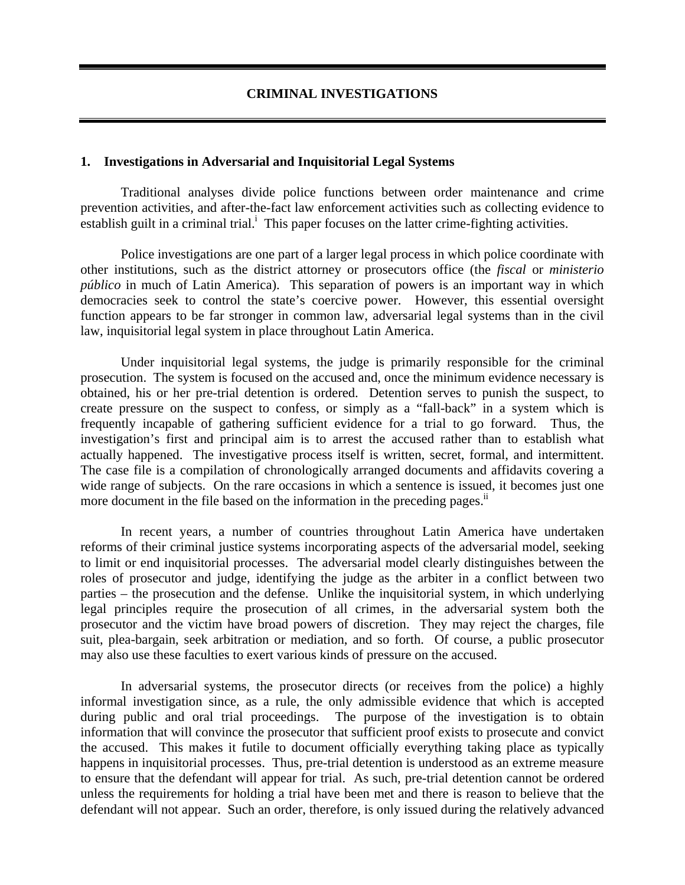# CRIMINAL INVESTIGATIONS

## 1. Investigations in Adversarial and Inquisitorial Legal Systems

Traditional analyses divide police functions between order maintenance and crime prevention activities, and after-the-fact law enforcement activities such as collecting evidence to establish guilt in a criminal trial.[i] This paper focuses on the latter crime-fighting activities.

Police investigations are one part of a larger legal process in which police coordinate with other institutions, such as the district attorney or prosecutors office (the *fiscal* or *ministerio público* in much of Latin America). This separation of powers is an important way in which democracies seek to control the state's coercive power. However, this essential oversight function appears to be far stronger in common law, adversarial legal systems than in the civil law, inquisitorial legal system in place throughout Latin America.

Under inquisitorial legal systems, the judge is primarily responsible for the criminal prosecution. The system is focused on the accused and, once the minimum evidence necessary is obtained, his or her pre-trial detention is ordered. Detention serves to punish the suspect, to create pressure on the suspect to confess, or simply as a "fall-back" in a system which is frequently incapable of gathering sufficient evidence for a trial to go forward. Thus, the investigation's first and principal aim is to arrest the accused rather than to establish what actually happened. The investigative process itself is written, secret, formal, and intermittent. The case file is a compilation of chronologically arranged documents and affidavits covering a wide range of subjects. On the rare occasions in which a sentence is issued, it becomes just one more document in the file based on the information in the preceding pages.[ii]

In recent years, a number of countries throughout Latin America have undertaken reforms of their criminal justice systems incorporating aspects of the adversarial model, seeking to limit or end inquisitorial processes. The adversarial model clearly distinguishes between the roles of prosecutor and judge, identifying the judge as the arbiter in a conflict between two parties – the prosecution and the defense. Unlike the inquisitorial system, in which underlying legal principles require the prosecution of all crimes, in the adversarial system both the prosecutor and the victim have broad powers of discretion. They may reject the charges, file suit, plea-bargain, seek arbitration or mediation, and so forth. Of course, a public prosecutor may also use these faculties to exert various kinds of pressure on the accused.

In adversarial systems, the prosecutor directs (or receives from the police) a highly informal investigation since, as a rule, the only admissible evidence that which is accepted during public and oral trial proceedings. The purpose of the investigation is to obtain information that will convince the prosecutor that sufficient proof exists to prosecute and convict the accused. This makes it futile to document officially everything taking place as typically happens in inquisitorial processes. Thus, pre-trial detention is understood as an extreme measure to ensure that the defendant will appear for trial. As such, pre-trial detention cannot be ordered unless the requirements for holding a trial have been met and there is reason to believe that the defendant will not appear. Such an order, therefore, is only issued during the relatively advanced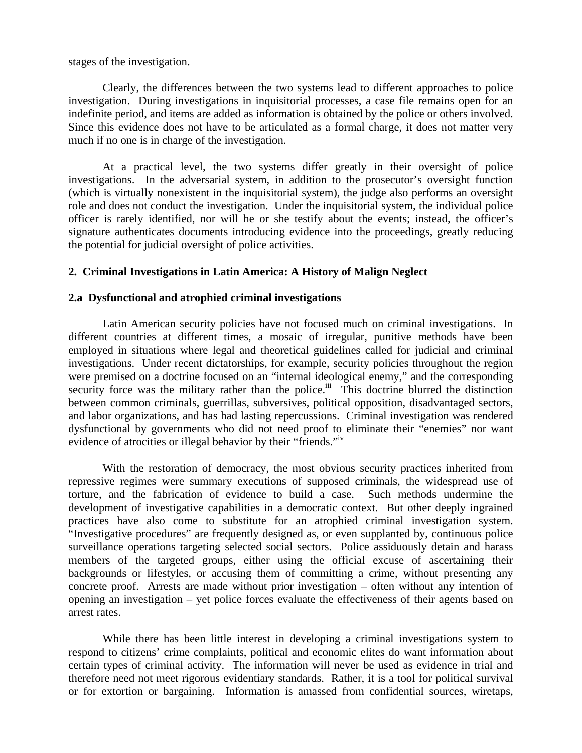stages of the investigation.

Clearly, the differences between the two systems lead to different approaches to police investigation. During investigations in inquisitorial processes, a case file remains open for an indefinite period, and items are added as information is obtained by the police or others involved. Since this evidence does not have to be articulated as a formal charge, it does not matter very much if no one is in charge of the investigation.

At a practical level, the two systems differ greatly in their oversight of police investigations. In the adversarial system, in addition to the prosecutor's oversight function (which is virtually nonexistent in the inquisitorial system), the judge also performs an oversight role and does not conduct the investigation. Under the inquisitorial system, the individual police officer is rarely identified, nor will he or she testify about the events; instead, the officer's signature authenticates documents introducing evidence into the proceedings, greatly reducing the potential for judicial oversight of police activities.

## 2. Criminal Investigations in Latin America: A History of Malign Neglect

### 2.a Dysfunctional and atrophied criminal investigations

Latin American security policies have not focused much on criminal investigations. In different countries at different times, a mosaic of irregular, punitive methods have been employed in situations where legal and theoretical guidelines called for judicial and criminal investigations. Under recent dictatorships, for example, security policies throughout the region were premised on a doctrine focused on an "internal ideological enemy," and the corresponding security force was the military rather than the police.[iii] This doctrine blurred the distinction between common criminals, guerrillas, subversives, political opposition, disadvantaged sectors, and labor organizations, and has had lasting repercussions. Criminal investigation was rendered dysfunctional by governments who did not need proof to eliminate their "enemies" nor want evidence of atrocities or illegal behavior by their "friends."[iv]

With the restoration of democracy, the most obvious security practices inherited from repressive regimes were summary executions of supposed criminals, the widespread use of torture, and the fabrication of evidence to build a case. Such methods undermine the development of investigative capabilities in a democratic context. But other deeply ingrained practices have also come to substitute for an atrophied criminal investigation system. "Investigative procedures" are frequently designed as, or even supplanted by, continuous police surveillance operations targeting selected social sectors. Police assiduously detain and harass members of the targeted groups, either using the official excuse of ascertaining their backgrounds or lifestyles, or accusing them of committing a crime, without presenting any concrete proof. Arrests are made without prior investigation – often without any intention of opening an investigation – yet police forces evaluate the effectiveness of their agents based on arrest rates.

While there has been little interest in developing a criminal investigations system to respond to citizens' crime complaints, political and economic elites do want information about certain types of criminal activity. The information will never be used as evidence in trial and therefore need not meet rigorous evidentiary standards. Rather, it is a tool for political survival or for extortion or bargaining. Information is amassed from confidential sources, wiretaps,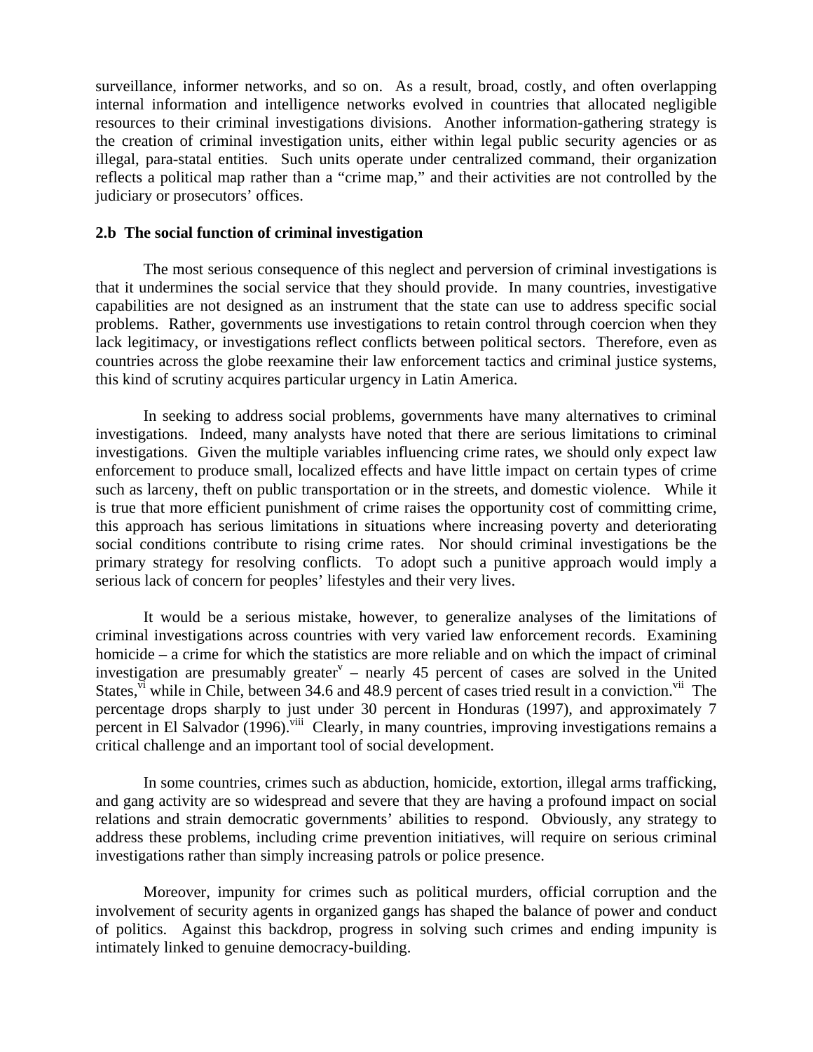surveillance, informer networks, and so on. As a result, broad, costly, and often overlapping internal information and intelligence networks evolved in countries that allocated negligible resources to their criminal investigations divisions. Another information-gathering strategy is the creation of criminal investigation units, either within legal public security agencies or as illegal, para-statal entities. Such units operate under centralized command, their organization reflects a political map rather than a "crime map," and their activities are not controlled by the judiciary or prosecutors' offices.

### 2.b The social function of criminal investigation

The most serious consequence of this neglect and perversion of criminal investigations is that it undermines the social service that they should provide. In many countries, investigative capabilities are not designed as an instrument that the state can use to address specific social problems. Rather, governments use investigations to retain control through coercion when they lack legitimacy, or investigations reflect conflicts between political sectors. Therefore, even as countries across the globe reexamine their law enforcement tactics and criminal justice systems, this kind of scrutiny acquires particular urgency in Latin America.

In seeking to address social problems, governments have many alternatives to criminal investigations. Indeed, many analysts have noted that there are serious limitations to criminal investigations. Given the multiple variables influencing crime rates, we should only expect law enforcement to produce small, localized effects and have little impact on certain types of crime such as larceny, theft on public transportation or in the streets, and domestic violence. While it is true that more efficient punishment of crime raises the opportunity cost of committing crime, this approach has serious limitations in situations where increasing poverty and deteriorating social conditions contribute to rising crime rates. Nor should criminal investigations be the primary strategy for resolving conflicts. To adopt such a punitive approach would imply a serious lack of concern for peoples' lifestyles and their very lives.

It would be a serious mistake, however, to generalize analyses of the limitations of criminal investigations across countries with very varied law enforcement records. Examining homicide – a crime for which the statistics are more reliable and on which the impact of criminal investigation are presumably greater[v] – nearly 45 percent of cases are solved in the United States,[vi] while in Chile, between 34.6 and 48.9 percent of cases tried result in a conviction.[vii] The percentage drops sharply to just under 30 percent in Honduras (1997), and approximately 7 percent in El Salvador (1996).[viii] Clearly, in many countries, improving investigations remains a critical challenge and an important tool of social development.

In some countries, crimes such as abduction, homicide, extortion, illegal arms trafficking, and gang activity are so widespread and severe that they are having a profound impact on social relations and strain democratic governments' abilities to respond. Obviously, any strategy to address these problems, including crime prevention initiatives, will require on serious criminal investigations rather than simply increasing patrols or police presence.

Moreover, impunity for crimes such as political murders, official corruption and the involvement of security agents in organized gangs has shaped the balance of power and conduct of politics. Against this backdrop, progress in solving such crimes and ending impunity is intimately linked to genuine democracy-building.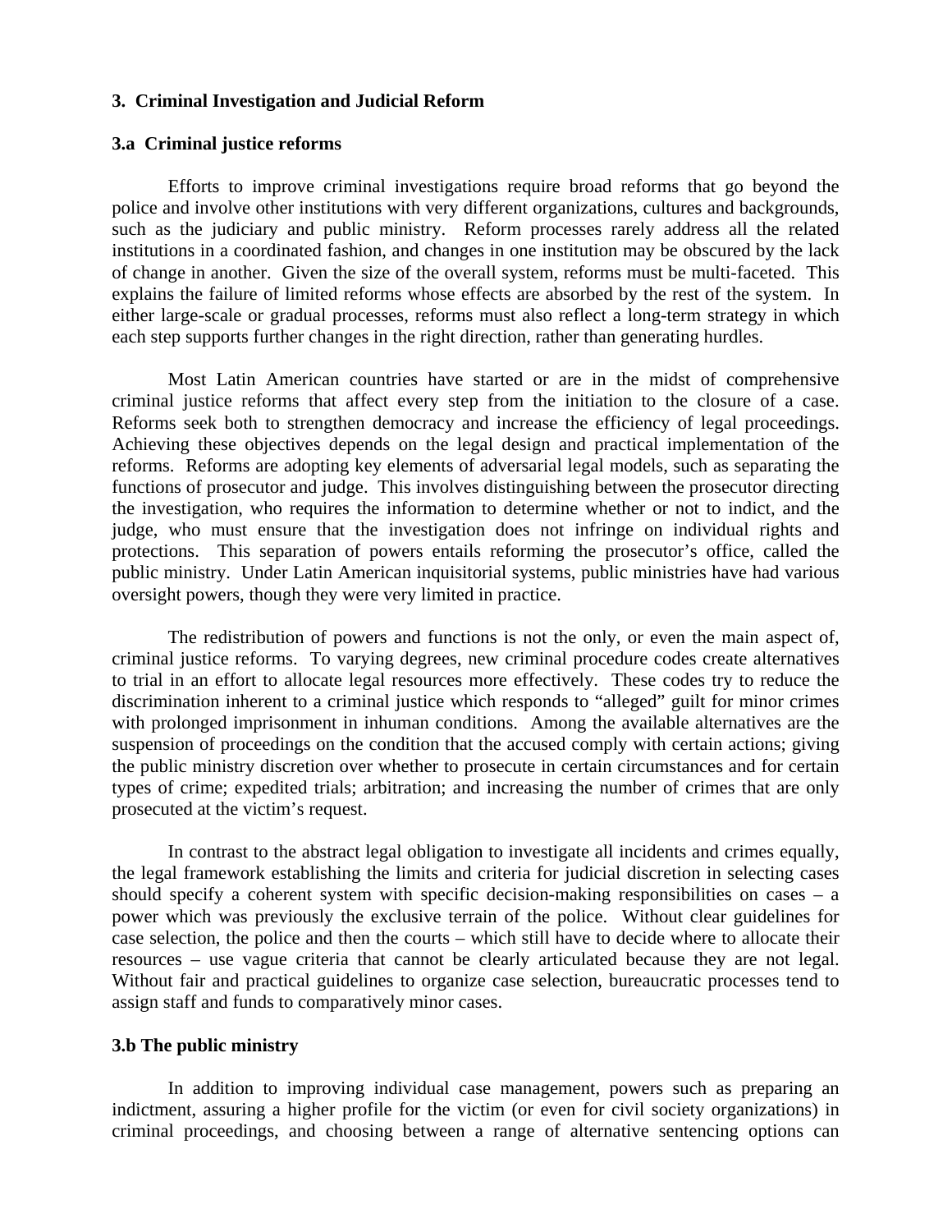## 3. Criminal Investigation and Judicial Reform

### 3.a Criminal justice reforms

Efforts to improve criminal investigations require broad reforms that go beyond the police and involve other institutions with very different organizations, cultures and backgrounds, such as the judiciary and public ministry. Reform processes rarely address all the related institutions in a coordinated fashion, and changes in one institution may be obscured by the lack of change in another. Given the size of the overall system, reforms must be multi-faceted. This explains the failure of limited reforms whose effects are absorbed by the rest of the system. In either large-scale or gradual processes, reforms must also reflect a long-term strategy in which each step supports further changes in the right direction, rather than generating hurdles.

Most Latin American countries have started or are in the midst of comprehensive criminal justice reforms that affect every step from the initiation to the closure of a case. Reforms seek both to strengthen democracy and increase the efficiency of legal proceedings. Achieving these objectives depends on the legal design and practical implementation of the reforms. Reforms are adopting key elements of adversarial legal models, such as separating the functions of prosecutor and judge. This involves distinguishing between the prosecutor directing the investigation, who requires the information to determine whether or not to indict, and the judge, who must ensure that the investigation does not infringe on individual rights and protections. This separation of powers entails reforming the prosecutor's office, called the public ministry. Under Latin American inquisitorial systems, public ministries have had various oversight powers, though they were very limited in practice.

The redistribution of powers and functions is not the only, or even the main aspect of, criminal justice reforms. To varying degrees, new criminal procedure codes create alternatives to trial in an effort to allocate legal resources more effectively. These codes try to reduce the discrimination inherent to a criminal justice which responds to "alleged" guilt for minor crimes with prolonged imprisonment in inhuman conditions. Among the available alternatives are the suspension of proceedings on the condition that the accused comply with certain actions; giving the public ministry discretion over whether to prosecute in certain circumstances and for certain types of crime; expedited trials; arbitration; and increasing the number of crimes that are only prosecuted at the victim's request.

In contrast to the abstract legal obligation to investigate all incidents and crimes equally, the legal framework establishing the limits and criteria for judicial discretion in selecting cases should specify a coherent system with specific decision-making responsibilities on cases – a power which was previously the exclusive terrain of the police. Without clear guidelines for case selection, the police and then the courts – which still have to decide where to allocate their resources – use vague criteria that cannot be clearly articulated because they are not legal. Without fair and practical guidelines to organize case selection, bureaucratic processes tend to assign staff and funds to comparatively minor cases.

### 3.b The public ministry

In addition to improving individual case management, powers such as preparing an indictment, assuring a higher profile for the victim (or even for civil society organizations) in criminal proceedings, and choosing between a range of alternative sentencing options can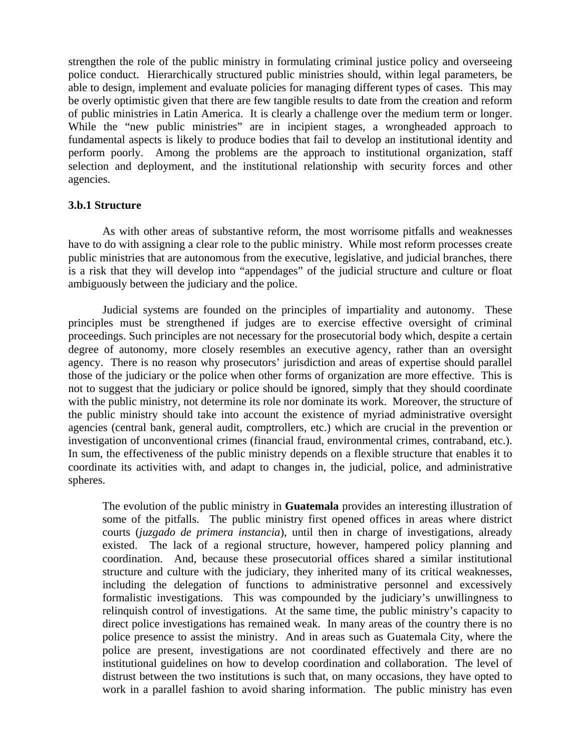strengthen the role of the public ministry in formulating criminal justice policy and overseeing police conduct. Hierarchically structured public ministries should, within legal parameters, be able to design, implement and evaluate policies for managing different types of cases. This may be overly optimistic given that there are few tangible results to date from the creation and reform of public ministries in Latin America. It is clearly a challenge over the medium term or longer. While the "new public ministries" are in incipient stages, a wrongheaded approach to fundamental aspects is likely to produce bodies that fail to develop an institutional identity and perform poorly. Among the problems are the approach to institutional organization, staff selection and deployment, and the institutional relationship with security forces and other agencies.

### 3.b.1 Structure

As with other areas of substantive reform, the most worrisome pitfalls and weaknesses have to do with assigning a clear role to the public ministry. While most reform processes create public ministries that are autonomous from the executive, legislative, and judicial branches, there is a risk that they will develop into "appendages" of the judicial structure and culture or float ambiguously between the judiciary and the police.

Judicial systems are founded on the principles of impartiality and autonomy. These principles must be strengthened if judges are to exercise effective oversight of criminal proceedings. Such principles are not necessary for the prosecutorial body which, despite a certain degree of autonomy, more closely resembles an executive agency, rather than an oversight agency. There is no reason why prosecutors' jurisdiction and areas of expertise should parallel those of the judiciary or the police when other forms of organization are more effective. This is not to suggest that the judiciary or police should be ignored, simply that they should coordinate with the public ministry, not determine its role nor dominate its work. Moreover, the structure of the public ministry should take into account the existence of myriad administrative oversight agencies (central bank, general audit, comptrollers, etc.) which are crucial in the prevention or investigation of unconventional crimes (financial fraud, environmental crimes, contraband, etc.). In sum, the effectiveness of the public ministry depends on a flexible structure that enables it to coordinate its activities with, and adapt to changes in, the judicial, police, and administrative spheres.

> The evolution of the public ministry in **Guatemala** provides an interesting illustration of some of the pitfalls. The public ministry first opened offices in areas where district courts (*juzgado de primera instancia*), until then in charge of investigations, already existed. The lack of a regional structure, however, hampered policy planning and coordination. And, because these prosecutorial offices shared a similar institutional structure and culture with the judiciary, they inherited many of its critical weaknesses, including the delegation of functions to administrative personnel and excessively formalistic investigations. This was compounded by the judiciary's unwillingness to relinquish control of investigations. At the same time, the public ministry's capacity to direct police investigations has remained weak. In many areas of the country there is no police presence to assist the ministry. And in areas such as Guatemala City, where the police are present, investigations are not coordinated effectively and there are no institutional guidelines on how to develop coordination and collaboration. The level of distrust between the two institutions is such that, on many occasions, they have opted to work in a parallel fashion to avoid sharing information. The public ministry has even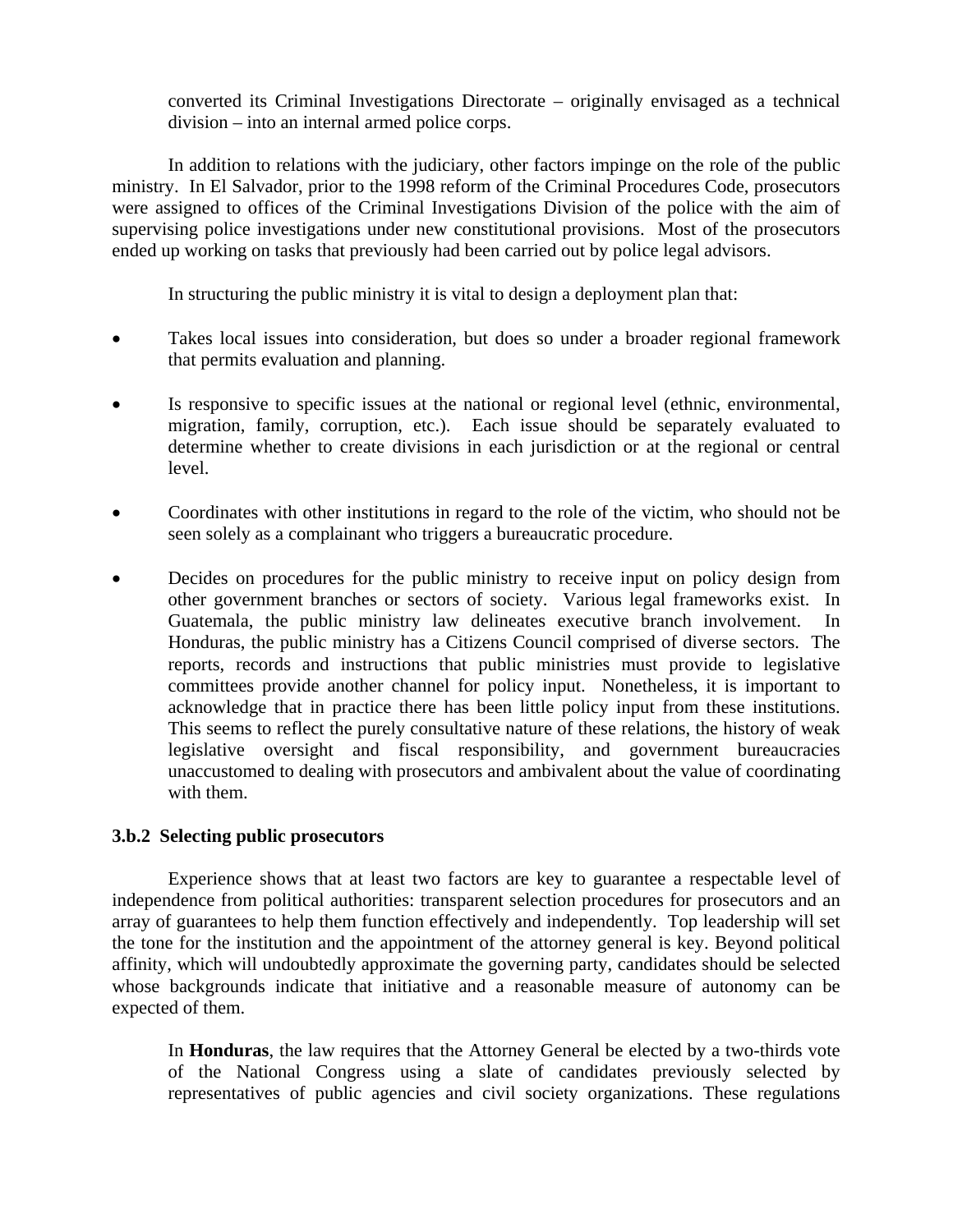converted its Criminal Investigations Directorate – originally envisaged as a technical division – into an internal armed police corps.

In addition to relations with the judiciary, other factors impinge on the role of the public ministry. In El Salvador, prior to the 1998 reform of the Criminal Procedures Code, prosecutors were assigned to offices of the Criminal Investigations Division of the police with the aim of supervising police investigations under new constitutional provisions. Most of the prosecutors ended up working on tasks that previously had been carried out by police legal advisors.

In structuring the public ministry it is vital to design a deployment plan that:

- Takes local issues into consideration, but does so under a broader regional framework that permits evaluation and planning.
- Is responsive to specific issues at the national or regional level (ethnic, environmental, migration, family, corruption, etc.). Each issue should be separately evaluated to determine whether to create divisions in each jurisdiction or at the regional or central level.
- Coordinates with other institutions in regard to the role of the victim, who should not be seen solely as a complainant who triggers a bureaucratic procedure.
- Decides on procedures for the public ministry to receive input on policy design from other government branches or sectors of society. Various legal frameworks exist. In Guatemala, the public ministry law delineates executive branch involvement. In Honduras, the public ministry has a Citizens Council comprised of diverse sectors. The reports, records and instructions that public ministries must provide to legislative committees provide another channel for policy input. Nonetheless, it is important to acknowledge that in practice there has been little policy input from these institutions. This seems to reflect the purely consultative nature of these relations, the history of weak legislative oversight and fiscal responsibility, and government bureaucracies unaccustomed to dealing with prosecutors and ambivalent about the value of coordinating with them.

### 3.b.2 Selecting public prosecutors

Experience shows that at least two factors are key to guarantee a respectable level of independence from political authorities: transparent selection procedures for prosecutors and an array of guarantees to help them function effectively and independently. Top leadership will set the tone for the institution and the appointment of the attorney general is key. Beyond political affinity, which will undoubtedly approximate the governing party, candidates should be selected whose backgrounds indicate that initiative and a reasonable measure of autonomy can be expected of them.

In **Honduras**, the law requires that the Attorney General be elected by a two-thirds vote of the National Congress using a slate of candidates previously selected by representatives of public agencies and civil society organizations. These regulations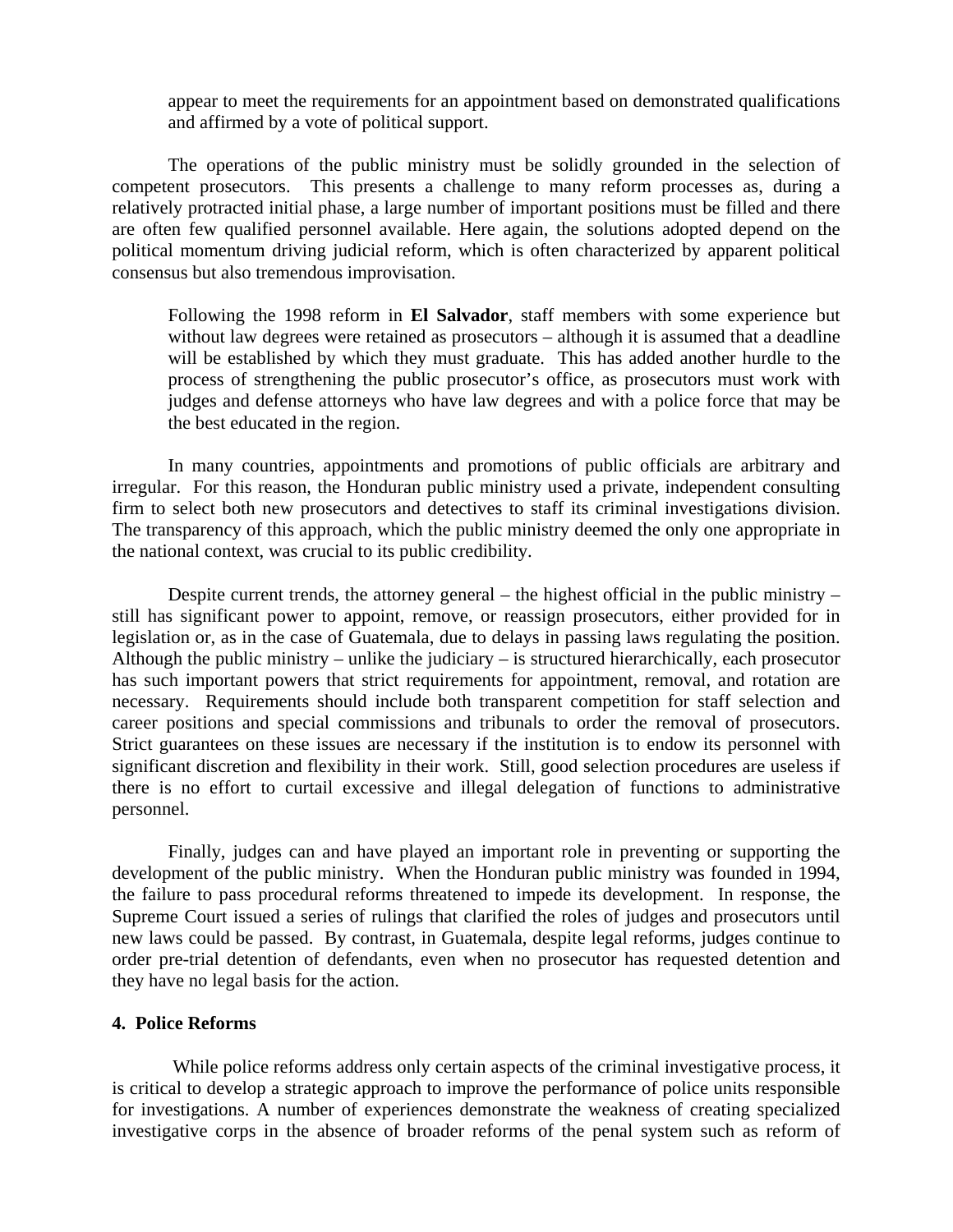appear to meet the requirements for an appointment based on demonstrated qualifications and affirmed by a vote of political support.

The operations of the public ministry must be solidly grounded in the selection of competent prosecutors. This presents a challenge to many reform processes as, during a relatively protracted initial phase, a large number of important positions must be filled and there are often few qualified personnel available. Here again, the solutions adopted depend on the political momentum driving judicial reform, which is often characterized by apparent political consensus but also tremendous improvisation.

> Following the 1998 reform in **El Salvador**, staff members with some experience but without law degrees were retained as prosecutors – although it is assumed that a deadline will be established by which they must graduate. This has added another hurdle to the process of strengthening the public prosecutor's office, as prosecutors must work with judges and defense attorneys who have law degrees and with a police force that may be the best educated in the region.

In many countries, appointments and promotions of public officials are arbitrary and irregular. For this reason, the Honduran public ministry used a private, independent consulting firm to select both new prosecutors and detectives to staff its criminal investigations division. The transparency of this approach, which the public ministry deemed the only one appropriate in the national context, was crucial to its public credibility.

Despite current trends, the attorney general – the highest official in the public ministry – still has significant power to appoint, remove, or reassign prosecutors, either provided for in legislation or, as in the case of Guatemala, due to delays in passing laws regulating the position. Although the public ministry – unlike the judiciary – is structured hierarchically, each prosecutor has such important powers that strict requirements for appointment, removal, and rotation are necessary. Requirements should include both transparent competition for staff selection and career positions and special commissions and tribunals to order the removal of prosecutors. Strict guarantees on these issues are necessary if the institution is to endow its personnel with significant discretion and flexibility in their work. Still, good selection procedures are useless if there is no effort to curtail excessive and illegal delegation of functions to administrative personnel.

Finally, judges can and have played an important role in preventing or supporting the development of the public ministry. When the Honduran public ministry was founded in 1994, the failure to pass procedural reforms threatened to impede its development. In response, the Supreme Court issued a series of rulings that clarified the roles of judges and prosecutors until new laws could be passed. By contrast, in Guatemala, despite legal reforms, judges continue to order pre-trial detention of defendants, even when no prosecutor has requested detention and they have no legal basis for the action.

### 4. Police Reforms

While police reforms address only certain aspects of the criminal investigative process, it is critical to develop a strategic approach to improve the performance of police units responsible for investigations. A number of experiences demonstrate the weakness of creating specialized investigative corps in the absence of broader reforms of the penal system such as reform of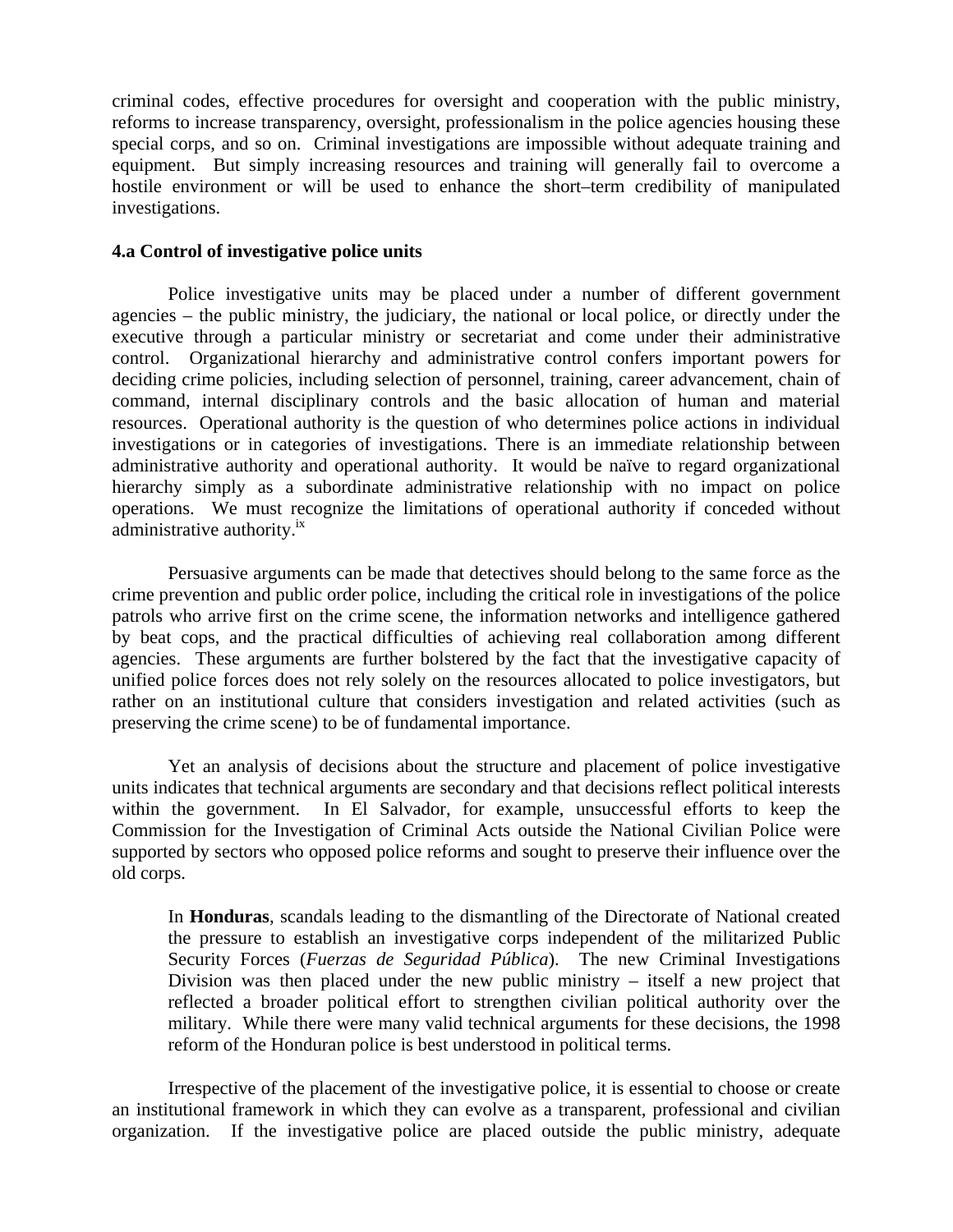criminal codes, effective procedures for oversight and cooperation with the public ministry, reforms to increase transparency, oversight, professionalism in the police agencies housing these special corps, and so on. Criminal investigations are impossible without adequate training and equipment. But simply increasing resources and training will generally fail to overcome a hostile environment or will be used to enhance the short–term credibility of manipulated investigations.

**4.a Control of investigative police units**

Police investigative units may be placed under a number of different government agencies – the public ministry, the judiciary, the national or local police, or directly under the executive through a particular ministry or secretariat and come under their administrative control. Organizational hierarchy and administrative control confers important powers for deciding crime policies, including selection of personnel, training, career advancement, chain of command, internal disciplinary controls and the basic allocation of human and material resources. Operational authority is the question of who determines police actions in individual investigations or in categories of investigations. There is an immediate relationship between administrative authority and operational authority. It would be naïve to regard organizational hierarchy simply as a subordinate administrative relationship with no impact on police operations. We must recognize the limitations of operational authority if conceded without administrative authority.[ix]

Persuasive arguments can be made that detectives should belong to the same force as the crime prevention and public order police, including the critical role in investigations of the police patrols who arrive first on the crime scene, the information networks and intelligence gathered by beat cops, and the practical difficulties of achieving real collaboration among different agencies. These arguments are further bolstered by the fact that the investigative capacity of unified police forces does not rely solely on the resources allocated to police investigators, but rather on an institutional culture that considers investigation and related activities (such as preserving the crime scene) to be of fundamental importance.

Yet an analysis of decisions about the structure and placement of police investigative units indicates that technical arguments are secondary and that decisions reflect political interests within the government. In El Salvador, for example, unsuccessful efforts to keep the Commission for the Investigation of Criminal Acts outside the National Civilian Police were supported by sectors who opposed police reforms and sought to preserve their influence over the old corps.

> In **Honduras**, scandals leading to the dismantling of the Directorate of National created the pressure to establish an investigative corps independent of the militarized Public Security Forces (*Fuerzas de Seguridad Pública*). The new Criminal Investigations Division was then placed under the new public ministry – itself a new project that reflected a broader political effort to strengthen civilian political authority over the military. While there were many valid technical arguments for these decisions, the 1998 reform of the Honduran police is best understood in political terms.

Irrespective of the placement of the investigative police, it is essential to choose or create an institutional framework in which they can evolve as a transparent, professional and civilian organization. If the investigative police are placed outside the public ministry, adequate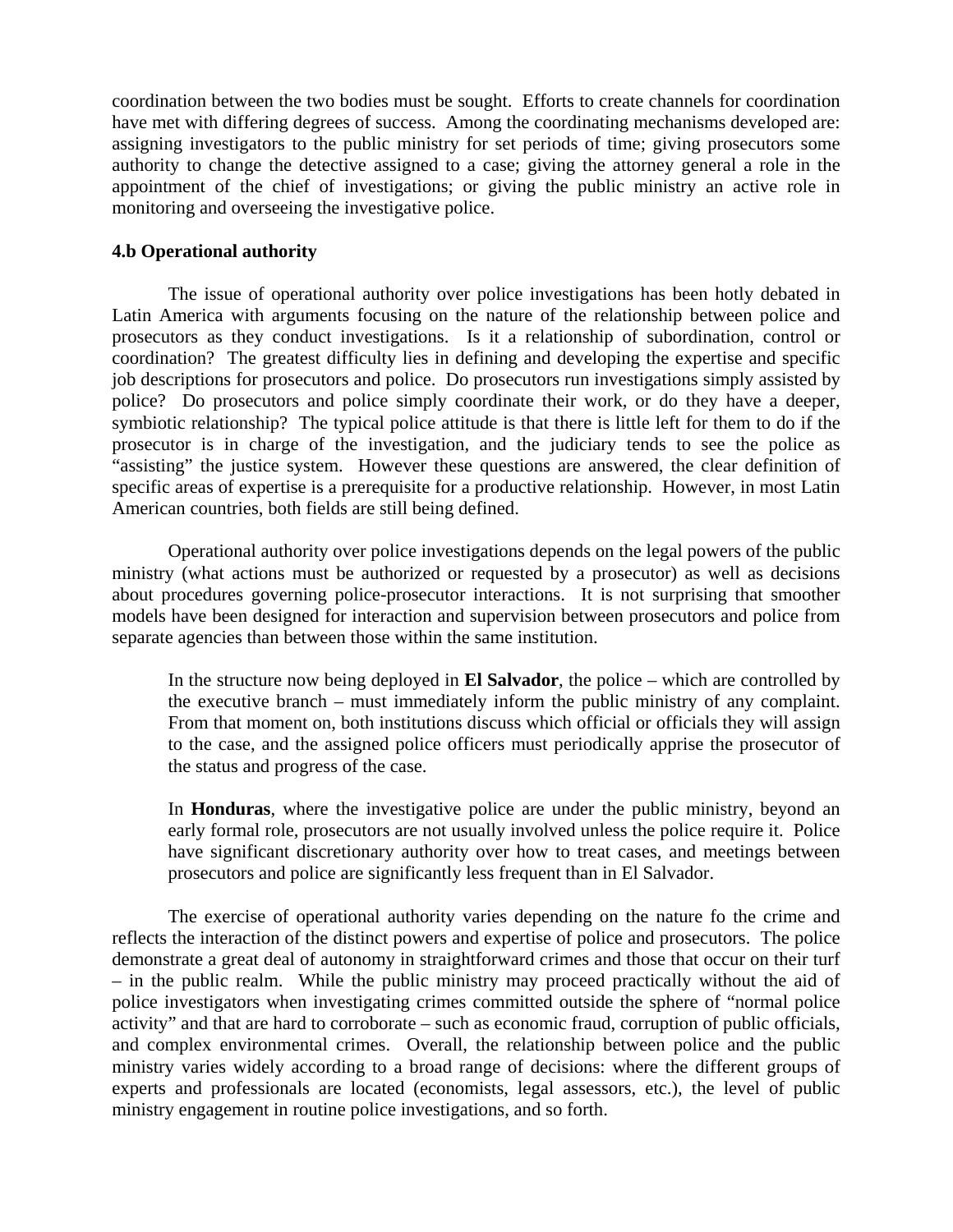coordination between the two bodies must be sought. Efforts to create channels for coordination have met with differing degrees of success. Among the coordinating mechanisms developed are: assigning investigators to the public ministry for set periods of time; giving prosecutors some authority to change the detective assigned to a case; giving the attorney general a role in the appointment of the chief of investigations; or giving the public ministry an active role in monitoring and overseeing the investigative police.

**4.b Operational authority**

The issue of operational authority over police investigations has been hotly debated in Latin America with arguments focusing on the nature of the relationship between police and prosecutors as they conduct investigations. Is it a relationship of subordination, control or coordination? The greatest difficulty lies in defining and developing the expertise and specific job descriptions for prosecutors and police. Do prosecutors run investigations simply assisted by police? Do prosecutors and police simply coordinate their work, or do they have a deeper, symbiotic relationship? The typical police attitude is that there is little left for them to do if the prosecutor is in charge of the investigation, and the judiciary tends to see the police as "assisting" the justice system. However these questions are answered, the clear definition of specific areas of expertise is a prerequisite for a productive relationship. However, in most Latin American countries, both fields are still being defined.

Operational authority over police investigations depends on the legal powers of the public ministry (what actions must be authorized or requested by a prosecutor) as well as decisions about procedures governing police-prosecutor interactions. It is not surprising that smoother models have been designed for interaction and supervision between prosecutors and police from separate agencies than between those within the same institution.

> In the structure now being deployed in **El Salvador**, the police – which are controlled by the executive branch – must immediately inform the public ministry of any complaint. From that moment on, both institutions discuss which official or officials they will assign to the case, and the assigned police officers must periodically apprise the prosecutor of the status and progress of the case.
>
> In **Honduras**, where the investigative police are under the public ministry, beyond an early formal role, prosecutors are not usually involved unless the police require it. Police have significant discretionary authority over how to treat cases, and meetings between prosecutors and police are significantly less frequent than in El Salvador.

The exercise of operational authority varies depending on the nature fo the crime and reflects the interaction of the distinct powers and expertise of police and prosecutors. The police demonstrate a great deal of autonomy in straightforward crimes and those that occur on their turf – in the public realm. While the public ministry may proceed practically without the aid of police investigators when investigating crimes committed outside the sphere of "normal police activity" and that are hard to corroborate – such as economic fraud, corruption of public officials, and complex environmental crimes. Overall, the relationship between police and the public ministry varies widely according to a broad range of decisions: where the different groups of experts and professionals are located (economists, legal assessors, etc.), the level of public ministry engagement in routine police investigations, and so forth.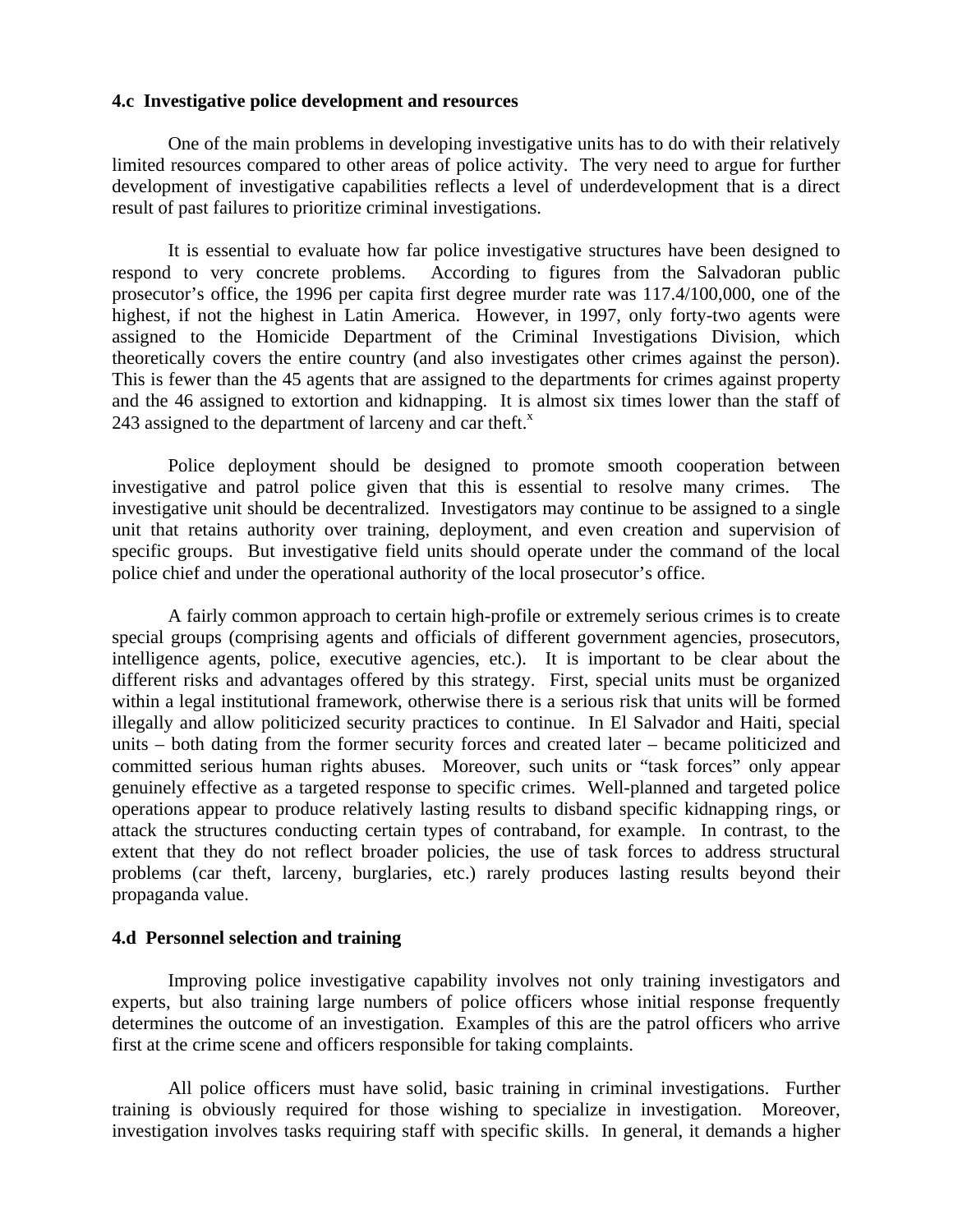### 4.c Investigative police development and resources

One of the main problems in developing investigative units has to do with their relatively limited resources compared to other areas of police activity. The very need to argue for further development of investigative capabilities reflects a level of underdevelopment that is a direct result of past failures to prioritize criminal investigations.

It is essential to evaluate how far police investigative structures have been designed to respond to very concrete problems. According to figures from the Salvadoran public prosecutor's office, the 1996 per capita first degree murder rate was 117.4/100,000, one of the highest, if not the highest in Latin America. However, in 1997, only forty-two agents were assigned to the Homicide Department of the Criminal Investigations Division, which theoretically covers the entire country (and also investigates other crimes against the person). This is fewer than the 45 agents that are assigned to the departments for crimes against property and the 46 assigned to extortion and kidnapping. It is almost six times lower than the staff of 243 assigned to the department of larceny and car theft.[x]

Police deployment should be designed to promote smooth cooperation between investigative and patrol police given that this is essential to resolve many crimes. The investigative unit should be decentralized. Investigators may continue to be assigned to a single unit that retains authority over training, deployment, and even creation and supervision of specific groups. But investigative field units should operate under the command of the local police chief and under the operational authority of the local prosecutor's office.

A fairly common approach to certain high-profile or extremely serious crimes is to create special groups (comprising agents and officials of different government agencies, prosecutors, intelligence agents, police, executive agencies, etc.). It is important to be clear about the different risks and advantages offered by this strategy. First, special units must be organized within a legal institutional framework, otherwise there is a serious risk that units will be formed illegally and allow politicized security practices to continue. In El Salvador and Haiti, special units – both dating from the former security forces and created later – became politicized and committed serious human rights abuses. Moreover, such units or "task forces" only appear genuinely effective as a targeted response to specific crimes. Well-planned and targeted police operations appear to produce relatively lasting results to disband specific kidnapping rings, or attack the structures conducting certain types of contraband, for example. In contrast, to the extent that they do not reflect broader policies, the use of task forces to address structural problems (car theft, larceny, burglaries, etc.) rarely produces lasting results beyond their propaganda value.

### 4.d Personnel selection and training

Improving police investigative capability involves not only training investigators and experts, but also training large numbers of police officers whose initial response frequently determines the outcome of an investigation. Examples of this are the patrol officers who arrive first at the crime scene and officers responsible for taking complaints.

All police officers must have solid, basic training in criminal investigations. Further training is obviously required for those wishing to specialize in investigation. Moreover, investigation involves tasks requiring staff with specific skills. In general, it demands a higher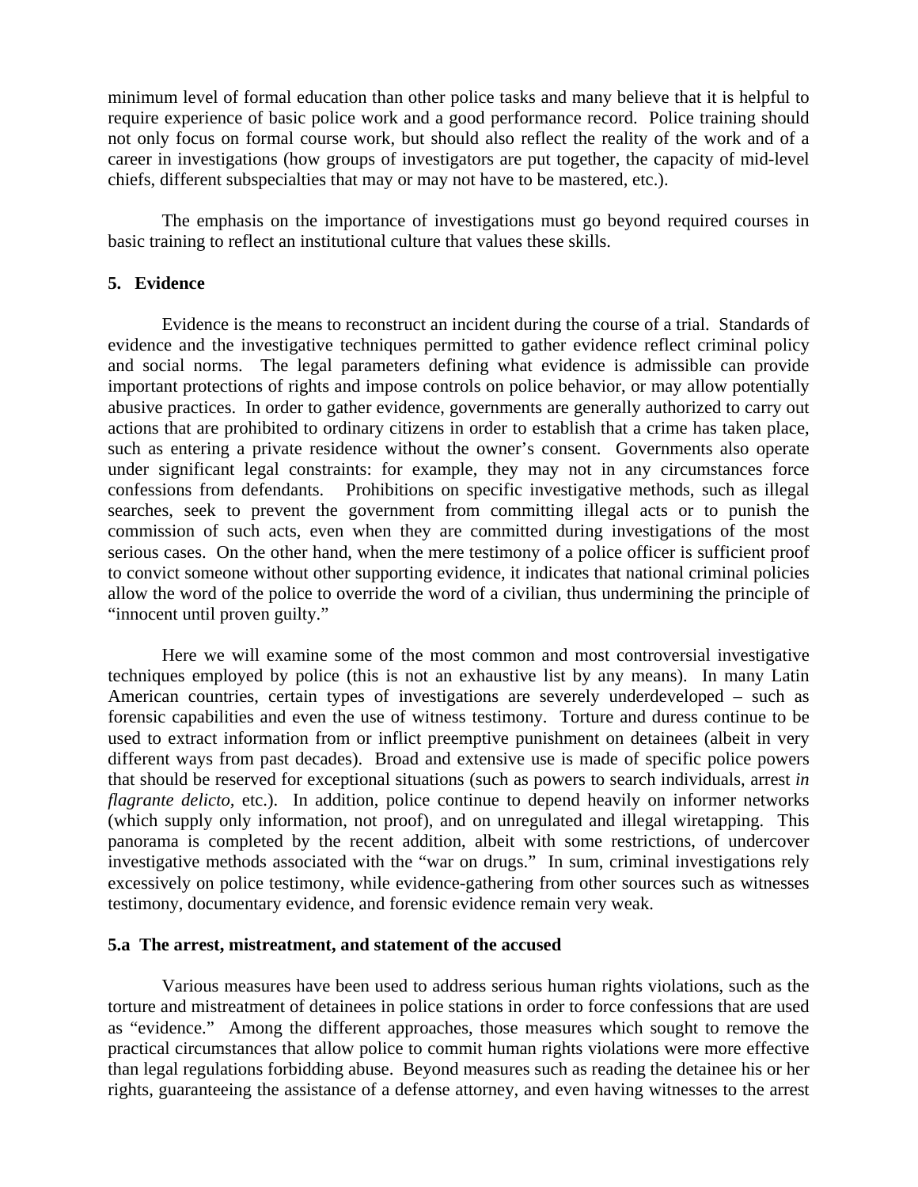minimum level of formal education than other police tasks and many believe that it is helpful to require experience of basic police work and a good performance record. Police training should not only focus on formal course work, but should also reflect the reality of the work and of a career in investigations (how groups of investigators are put together, the capacity of mid-level chiefs, different subspecialties that may or may not have to be mastered, etc.).

The emphasis on the importance of investigations must go beyond required courses in basic training to reflect an institutional culture that values these skills.

## 5. Evidence

Evidence is the means to reconstruct an incident during the course of a trial. Standards of evidence and the investigative techniques permitted to gather evidence reflect criminal policy and social norms. The legal parameters defining what evidence is admissible can provide important protections of rights and impose controls on police behavior, or may allow potentially abusive practices. In order to gather evidence, governments are generally authorized to carry out actions that are prohibited to ordinary citizens in order to establish that a crime has taken place, such as entering a private residence without the owner's consent. Governments also operate under significant legal constraints: for example, they may not in any circumstances force confessions from defendants. Prohibitions on specific investigative methods, such as illegal searches, seek to prevent the government from committing illegal acts or to punish the commission of such acts, even when they are committed during investigations of the most serious cases. On the other hand, when the mere testimony of a police officer is sufficient proof to convict someone without other supporting evidence, it indicates that national criminal policies allow the word of the police to override the word of a civilian, thus undermining the principle of "innocent until proven guilty."

Here we will examine some of the most common and most controversial investigative techniques employed by police (this is not an exhaustive list by any means). In many Latin American countries, certain types of investigations are severely underdeveloped – such as forensic capabilities and even the use of witness testimony. Torture and duress continue to be used to extract information from or inflict preemptive punishment on detainees (albeit in very different ways from past decades). Broad and extensive use is made of specific police powers that should be reserved for exceptional situations (such as powers to search individuals, arrest *in flagrante delicto,* etc.). In addition, police continue to depend heavily on informer networks (which supply only information, not proof), and on unregulated and illegal wiretapping. This panorama is completed by the recent addition, albeit with some restrictions, of undercover investigative methods associated with the "war on drugs." In sum, criminal investigations rely excessively on police testimony, while evidence-gathering from other sources such as witnesses testimony, documentary evidence, and forensic evidence remain very weak.

### 5.a The arrest, mistreatment, and statement of the accused

Various measures have been used to address serious human rights violations, such as the torture and mistreatment of detainees in police stations in order to force confessions that are used as "evidence." Among the different approaches, those measures which sought to remove the practical circumstances that allow police to commit human rights violations were more effective than legal regulations forbidding abuse. Beyond measures such as reading the detainee his or her rights, guaranteeing the assistance of a defense attorney, and even having witnesses to the arrest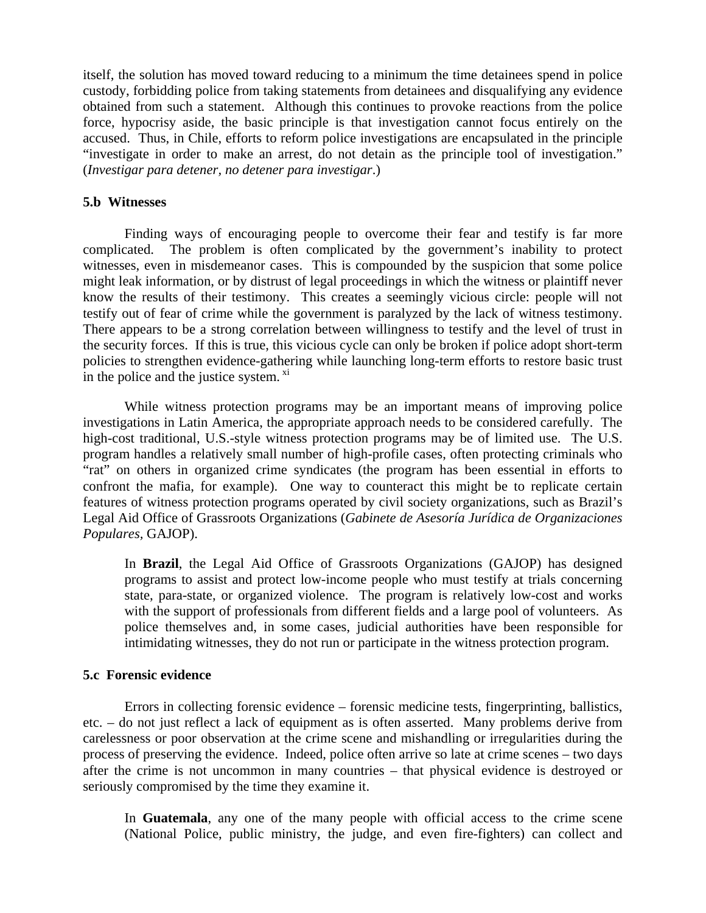itself, the solution has moved toward reducing to a minimum the time detainees spend in police custody, forbidding police from taking statements from detainees and disqualifying any evidence obtained from such a statement. Although this continues to provoke reactions from the police force, hypocrisy aside, the basic principle is that investigation cannot focus entirely on the accused. Thus, in Chile, efforts to reform police investigations are encapsulated in the principle "investigate in order to make an arrest, do not detain as the principle tool of investigation." (*Investigar para detener, no detener para investigar*.)

### 5.b Witnesses

Finding ways of encouraging people to overcome their fear and testify is far more complicated. The problem is often complicated by the government's inability to protect witnesses, even in misdemeanor cases. This is compounded by the suspicion that some police might leak information, or by distrust of legal proceedings in which the witness or plaintiff never know the results of their testimony. This creates a seemingly vicious circle: people will not testify out of fear of crime while the government is paralyzed by the lack of witness testimony. There appears to be a strong correlation between willingness to testify and the level of trust in the security forces. If this is true, this vicious cycle can only be broken if police adopt short-term policies to strengthen evidence-gathering while launching long-term efforts to restore basic trust in the police and the justice system. [xi]

While witness protection programs may be an important means of improving police investigations in Latin America, the appropriate approach needs to be considered carefully. The high-cost traditional, U.S.-style witness protection programs may be of limited use. The U.S. program handles a relatively small number of high-profile cases, often protecting criminals who "rat" on others in organized crime syndicates (the program has been essential in efforts to confront the mafia, for example). One way to counteract this might be to replicate certain features of witness protection programs operated by civil society organizations, such as Brazil's Legal Aid Office of Grassroots Organizations (*Gabinete de Asesoría Jurídica de Organizaciones Populares*, GAJOP).

> In **Brazil**, the Legal Aid Office of Grassroots Organizations (GAJOP) has designed programs to assist and protect low-income people who must testify at trials concerning state, para-state, or organized violence. The program is relatively low-cost and works with the support of professionals from different fields and a large pool of volunteers. As police themselves and, in some cases, judicial authorities have been responsible for intimidating witnesses, they do not run or participate in the witness protection program.

### 5.c Forensic evidence

Errors in collecting forensic evidence – forensic medicine tests, fingerprinting, ballistics, etc. – do not just reflect a lack of equipment as is often asserted. Many problems derive from carelessness or poor observation at the crime scene and mishandling or irregularities during the process of preserving the evidence. Indeed, police often arrive so late at crime scenes – two days after the crime is not uncommon in many countries – that physical evidence is destroyed or seriously compromised by the time they examine it.

> In **Guatemala**, any one of the many people with official access to the crime scene (National Police, public ministry, the judge, and even fire-fighters) can collect and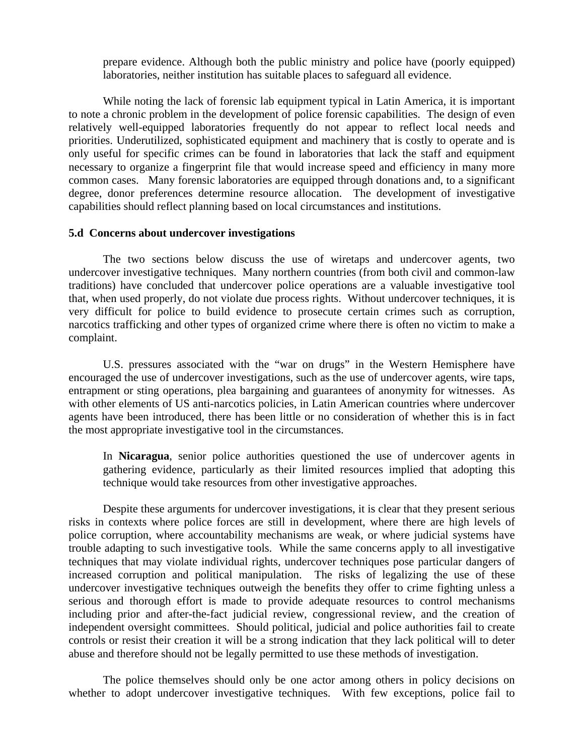prepare evidence. Although both the public ministry and police have (poorly equipped) laboratories, neither institution has suitable places to safeguard all evidence.

While noting the lack of forensic lab equipment typical in Latin America, it is important to note a chronic problem in the development of police forensic capabilities. The design of even relatively well-equipped laboratories frequently do not appear to reflect local needs and priorities. Underutilized, sophisticated equipment and machinery that is costly to operate and is only useful for specific crimes can be found in laboratories that lack the staff and equipment necessary to organize a fingerprint file that would increase speed and efficiency in many more common cases. Many forensic laboratories are equipped through donations and, to a significant degree, donor preferences determine resource allocation. The development of investigative capabilities should reflect planning based on local circumstances and institutions.

### 5.d Concerns about undercover investigations

The two sections below discuss the use of wiretaps and undercover agents, two undercover investigative techniques. Many northern countries (from both civil and common-law traditions) have concluded that undercover police operations are a valuable investigative tool that, when used properly, do not violate due process rights. Without undercover techniques, it is very difficult for police to build evidence to prosecute certain crimes such as corruption, narcotics trafficking and other types of organized crime where there is often no victim to make a complaint.

U.S. pressures associated with the "war on drugs" in the Western Hemisphere have encouraged the use of undercover investigations, such as the use of undercover agents, wire taps, entrapment or sting operations, plea bargaining and guarantees of anonymity for witnesses. As with other elements of US anti-narcotics policies, in Latin American countries where undercover agents have been introduced, there has been little or no consideration of whether this is in fact the most appropriate investigative tool in the circumstances.

> In **Nicaragua**, senior police authorities questioned the use of undercover agents in gathering evidence, particularly as their limited resources implied that adopting this technique would take resources from other investigative approaches.

Despite these arguments for undercover investigations, it is clear that they present serious risks in contexts where police forces are still in development, where there are high levels of police corruption, where accountability mechanisms are weak, or where judicial systems have trouble adapting to such investigative tools. While the same concerns apply to all investigative techniques that may violate individual rights, undercover techniques pose particular dangers of increased corruption and political manipulation. The risks of legalizing the use of these undercover investigative techniques outweigh the benefits they offer to crime fighting unless a serious and thorough effort is made to provide adequate resources to control mechanisms including prior and after-the-fact judicial review, congressional review, and the creation of independent oversight committees. Should political, judicial and police authorities fail to create controls or resist their creation it will be a strong indication that they lack political will to deter abuse and therefore should not be legally permitted to use these methods of investigation.

The police themselves should only be one actor among others in policy decisions on whether to adopt undercover investigative techniques. With few exceptions, police fail to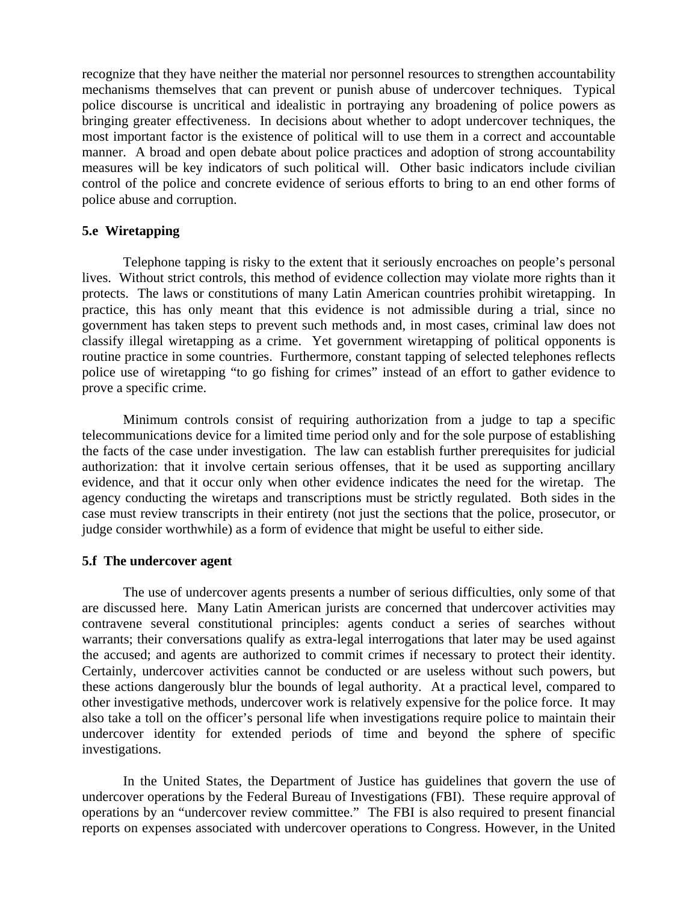recognize that they have neither the material nor personnel resources to strengthen accountability mechanisms themselves that can prevent or punish abuse of undercover techniques. Typical police discourse is uncritical and idealistic in portraying any broadening of police powers as bringing greater effectiveness. In decisions about whether to adopt undercover techniques, the most important factor is the existence of political will to use them in a correct and accountable manner. A broad and open debate about police practices and adoption of strong accountability measures will be key indicators of such political will. Other basic indicators include civilian control of the police and concrete evidence of serious efforts to bring to an end other forms of police abuse and corruption.

### 5.e Wiretapping

Telephone tapping is risky to the extent that it seriously encroaches on people's personal lives. Without strict controls, this method of evidence collection may violate more rights than it protects. The laws or constitutions of many Latin American countries prohibit wiretapping. In practice, this has only meant that this evidence is not admissible during a trial, since no government has taken steps to prevent such methods and, in most cases, criminal law does not classify illegal wiretapping as a crime. Yet government wiretapping of political opponents is routine practice in some countries. Furthermore, constant tapping of selected telephones reflects police use of wiretapping "to go fishing for crimes" instead of an effort to gather evidence to prove a specific crime.

Minimum controls consist of requiring authorization from a judge to tap a specific telecommunications device for a limited time period only and for the sole purpose of establishing the facts of the case under investigation. The law can establish further prerequisites for judicial authorization: that it involve certain serious offenses, that it be used as supporting ancillary evidence, and that it occur only when other evidence indicates the need for the wiretap. The agency conducting the wiretaps and transcriptions must be strictly regulated. Both sides in the case must review transcripts in their entirety (not just the sections that the police, prosecutor, or judge consider worthwhile) as a form of evidence that might be useful to either side.

### 5.f The undercover agent

The use of undercover agents presents a number of serious difficulties, only some of that are discussed here. Many Latin American jurists are concerned that undercover activities may contravene several constitutional principles: agents conduct a series of searches without warrants; their conversations qualify as extra-legal interrogations that later may be used against the accused; and agents are authorized to commit crimes if necessary to protect their identity. Certainly, undercover activities cannot be conducted or are useless without such powers, but these actions dangerously blur the bounds of legal authority. At a practical level, compared to other investigative methods, undercover work is relatively expensive for the police force. It may also take a toll on the officer's personal life when investigations require police to maintain their undercover identity for extended periods of time and beyond the sphere of specific investigations.

In the United States, the Department of Justice has guidelines that govern the use of undercover operations by the Federal Bureau of Investigations (FBI). These require approval of operations by an "undercover review committee." The FBI is also required to present financial reports on expenses associated with undercover operations to Congress. However, in the United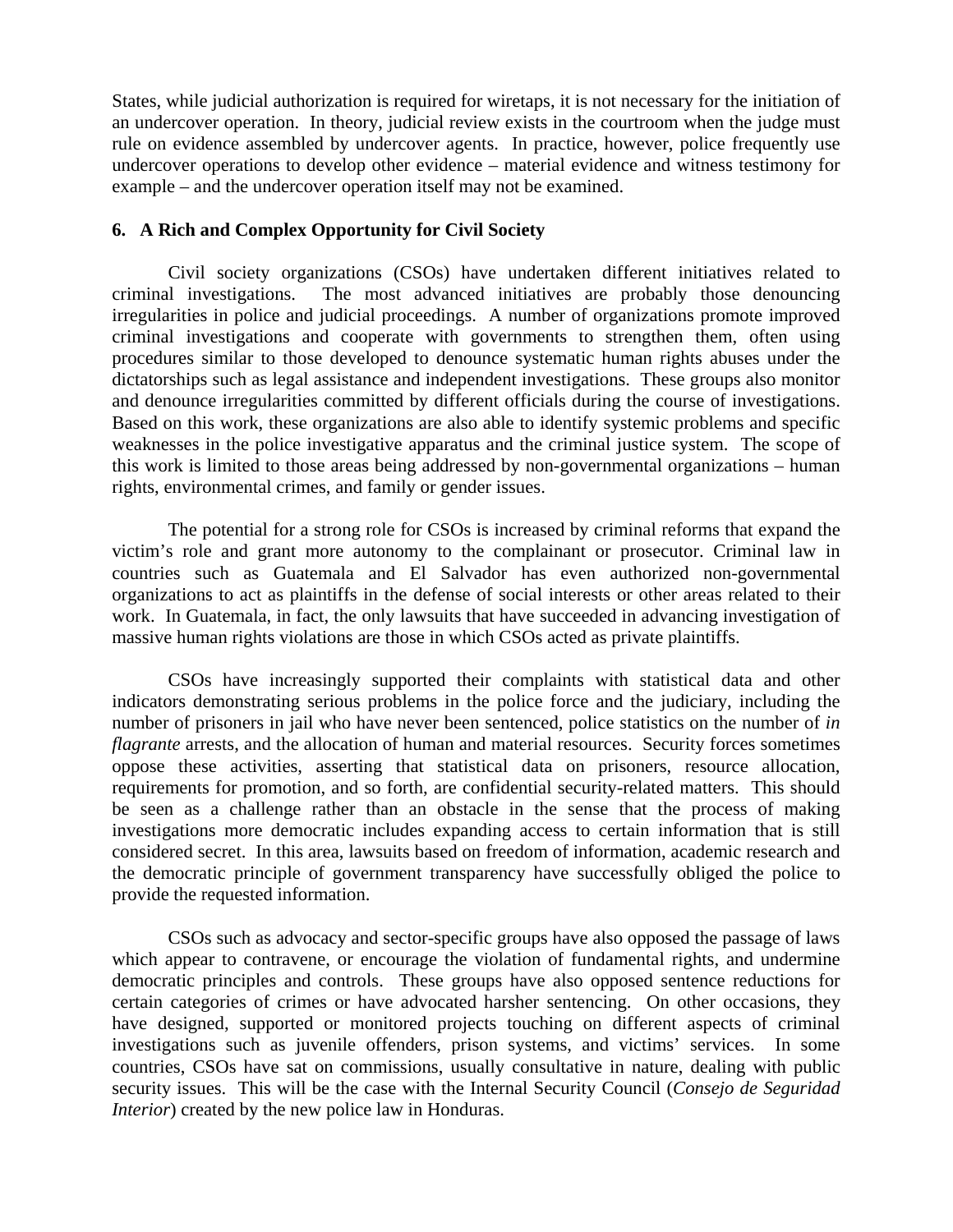States, while judicial authorization is required for wiretaps, it is not necessary for the initiation of an undercover operation. In theory, judicial review exists in the courtroom when the judge must rule on evidence assembled by undercover agents. In practice, however, police frequently use undercover operations to develop other evidence – material evidence and witness testimony for example – and the undercover operation itself may not be examined.

### 6. A Rich and Complex Opportunity for Civil Society

Civil society organizations (CSOs) have undertaken different initiatives related to criminal investigations. The most advanced initiatives are probably those denouncing irregularities in police and judicial proceedings. A number of organizations promote improved criminal investigations and cooperate with governments to strengthen them, often using procedures similar to those developed to denounce systematic human rights abuses under the dictatorships such as legal assistance and independent investigations. These groups also monitor and denounce irregularities committed by different officials during the course of investigations. Based on this work, these organizations are also able to identify systemic problems and specific weaknesses in the police investigative apparatus and the criminal justice system. The scope of this work is limited to those areas being addressed by non-governmental organizations – human rights, environmental crimes, and family or gender issues.

The potential for a strong role for CSOs is increased by criminal reforms that expand the victim's role and grant more autonomy to the complainant or prosecutor. Criminal law in countries such as Guatemala and El Salvador has even authorized non-governmental organizations to act as plaintiffs in the defense of social interests or other areas related to their work. In Guatemala, in fact, the only lawsuits that have succeeded in advancing investigation of massive human rights violations are those in which CSOs acted as private plaintiffs.

CSOs have increasingly supported their complaints with statistical data and other indicators demonstrating serious problems in the police force and the judiciary, including the number of prisoners in jail who have never been sentenced, police statistics on the number of *in flagrante* arrests, and the allocation of human and material resources. Security forces sometimes oppose these activities, asserting that statistical data on prisoners, resource allocation, requirements for promotion, and so forth, are confidential security-related matters. This should be seen as a challenge rather than an obstacle in the sense that the process of making investigations more democratic includes expanding access to certain information that is still considered secret. In this area, lawsuits based on freedom of information, academic research and the democratic principle of government transparency have successfully obliged the police to provide the requested information.

CSOs such as advocacy and sector-specific groups have also opposed the passage of laws which appear to contravene, or encourage the violation of fundamental rights, and undermine democratic principles and controls. These groups have also opposed sentence reductions for certain categories of crimes or have advocated harsher sentencing. On other occasions, they have designed, supported or monitored projects touching on different aspects of criminal investigations such as juvenile offenders, prison systems, and victims' services. In some countries, CSOs have sat on commissions, usually consultative in nature, dealing with public security issues. This will be the case with the Internal Security Council (*Consejo de Seguridad Interior*) created by the new police law in Honduras.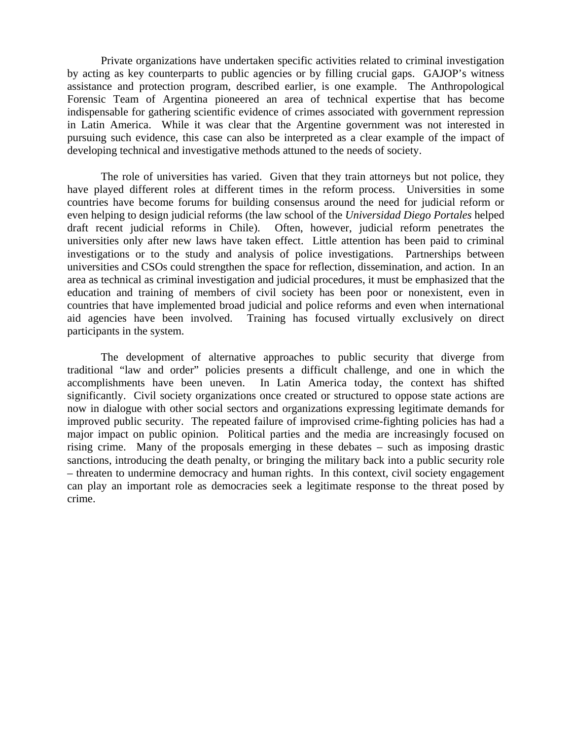Private organizations have undertaken specific activities related to criminal investigation by acting as key counterparts to public agencies or by filling crucial gaps. GAJOP's witness assistance and protection program, described earlier, is one example. The Anthropological Forensic Team of Argentina pioneered an area of technical expertise that has become indispensable for gathering scientific evidence of crimes associated with government repression in Latin America. While it was clear that the Argentine government was not interested in pursuing such evidence, this case can also be interpreted as a clear example of the impact of developing technical and investigative methods attuned to the needs of society.

The role of universities has varied. Given that they train attorneys but not police, they have played different roles at different times in the reform process. Universities in some countries have become forums for building consensus around the need for judicial reform or even helping to design judicial reforms (the law school of the *Universidad Diego Portales* helped draft recent judicial reforms in Chile). Often, however, judicial reform penetrates the universities only after new laws have taken effect. Little attention has been paid to criminal investigations or to the study and analysis of police investigations. Partnerships between universities and CSOs could strengthen the space for reflection, dissemination, and action. In an area as technical as criminal investigation and judicial procedures, it must be emphasized that the education and training of members of civil society has been poor or nonexistent, even in countries that have implemented broad judicial and police reforms and even when international aid agencies have been involved. Training has focused virtually exclusively on direct participants in the system.

The development of alternative approaches to public security that diverge from traditional "law and order" policies presents a difficult challenge, and one in which the accomplishments have been uneven. In Latin America today, the context has shifted significantly. Civil society organizations once created or structured to oppose state actions are now in dialogue with other social sectors and organizations expressing legitimate demands for improved public security. The repeated failure of improvised crime-fighting policies has had a major impact on public opinion. Political parties and the media are increasingly focused on rising crime. Many of the proposals emerging in these debates – such as imposing drastic sanctions, introducing the death penalty, or bringing the military back into a public security role – threaten to undermine democracy and human rights. In this context, civil society engagement can play an important role as democracies seek a legitimate response to the threat posed by crime.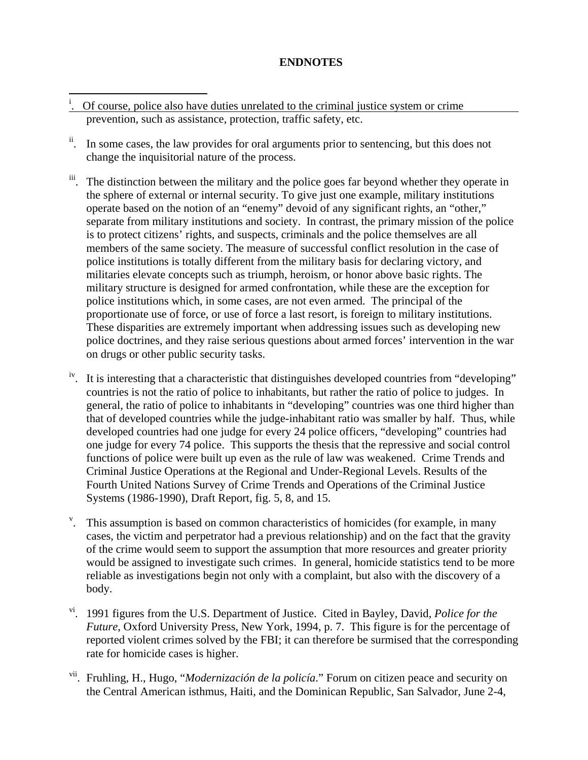**ENDNOTES**

i. Of course, police also have duties unrelated to the criminal justice system or crime prevention, such as assistance, protection, traffic safety, etc.

ii. In some cases, the law provides for oral arguments prior to sentencing, but this does not change the inquisitorial nature of the process.

iii. The distinction between the military and the police goes far beyond whether they operate in the sphere of external or internal security. To give just one example, military institutions operate based on the notion of an "enemy" devoid of any significant rights, an "other," separate from military institutions and society. In contrast, the primary mission of the police is to protect citizens' rights, and suspects, criminals and the police themselves are all members of the same society. The measure of successful conflict resolution in the case of police institutions is totally different from the military basis for declaring victory, and militaries elevate concepts such as triumph, heroism, or honor above basic rights. The military structure is designed for armed confrontation, while these are the exception for police institutions which, in some cases, are not even armed. The principal of the proportionate use of force, or use of force a last resort, is foreign to military institutions. These disparities are extremely important when addressing issues such as developing new police doctrines, and they raise serious questions about armed forces' intervention in the war on drugs or other public security tasks.

iv. It is interesting that a characteristic that distinguishes developed countries from "developing" countries is not the ratio of police to inhabitants, but rather the ratio of police to judges. In general, the ratio of police to inhabitants in "developing" countries was one third higher than that of developed countries while the judge-inhabitant ratio was smaller by half. Thus, while developed countries had one judge for every 24 police officers, "developing" countries had one judge for every 74 police. This supports the thesis that the repressive and social control functions of police were built up even as the rule of law was weakened. Crime Trends and Criminal Justice Operations at the Regional and Under-Regional Levels. Results of the Fourth United Nations Survey of Crime Trends and Operations of the Criminal Justice Systems (1986-1990), Draft Report, fig. 5, 8, and 15.

v. This assumption is based on common characteristics of homicides (for example, in many cases, the victim and perpetrator had a previous relationship) and on the fact that the gravity of the crime would seem to support the assumption that more resources and greater priority would be assigned to investigate such crimes. In general, homicide statistics tend to be more reliable as investigations begin not only with a complaint, but also with the discovery of a body.

vi. 1991 figures from the U.S. Department of Justice. Cited in Bayley, David, *Police for the Future*, Oxford University Press, New York, 1994, p. 7. This figure is for the percentage of reported violent crimes solved by the FBI; it can therefore be surmised that the corresponding rate for homicide cases is higher.

vii. Fruhling, H., Hugo, "*Modernización de la policía*." Forum on citizen peace and security on the Central American isthmus, Haiti, and the Dominican Republic, San Salvador, June 2-4,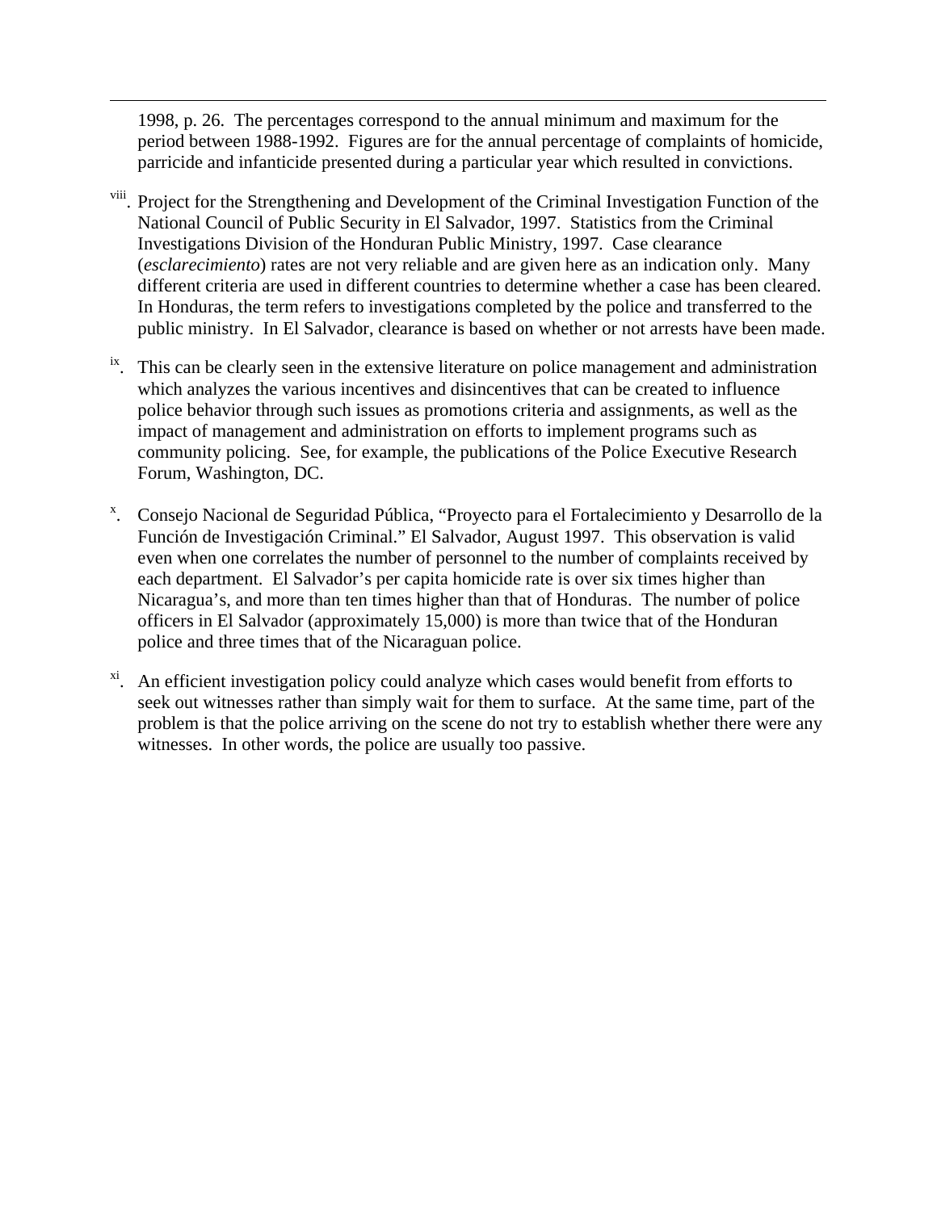1998, p. 26. The percentages correspond to the annual minimum and maximum for the period between 1988-1992. Figures are for the annual percentage of complaints of homicide, parricide and infanticide presented during a particular year which resulted in convictions.

[viii]. Project for the Strengthening and Development of the Criminal Investigation Function of the National Council of Public Security in El Salvador, 1997. Statistics from the Criminal Investigations Division of the Honduran Public Ministry, 1997. Case clearance (*esclarecimiento*) rates are not very reliable and are given here as an indication only. Many different criteria are used in different countries to determine whether a case has been cleared. In Honduras, the term refers to investigations completed by the police and transferred to the public ministry. In El Salvador, clearance is based on whether or not arrests have been made.

[ix]. This can be clearly seen in the extensive literature on police management and administration which analyzes the various incentives and disincentives that can be created to influence police behavior through such issues as promotions criteria and assignments, as well as the impact of management and administration on efforts to implement programs such as community policing. See, for example, the publications of the Police Executive Research Forum, Washington, DC.

[x]. Consejo Nacional de Seguridad Pública, "Proyecto para el Fortalecimiento y Desarrollo de la Función de Investigación Criminal." El Salvador, August 1997. This observation is valid even when one correlates the number of personnel to the number of complaints received by each department. El Salvador's per capita homicide rate is over six times higher than Nicaragua's, and more than ten times higher than that of Honduras. The number of police officers in El Salvador (approximately 15,000) is more than twice that of the Honduran police and three times that of the Nicaraguan police.

[xi]. An efficient investigation policy could analyze which cases would benefit from efforts to seek out witnesses rather than simply wait for them to surface. At the same time, part of the problem is that the police arriving on the scene do not try to establish whether there were any witnesses. In other words, the police are usually too passive.